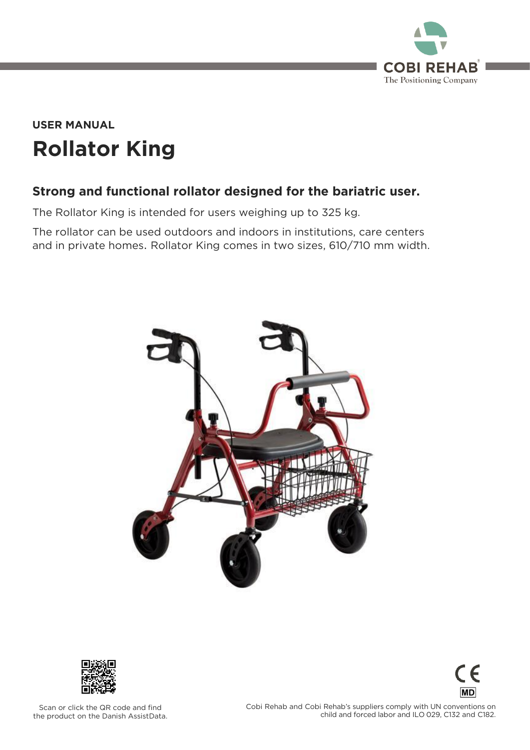USER MANUAL

# Rollator King

## Strong and functional rollator designed for the bariatric user.

The Rollator King is intended for users weighing up to 325 kg.

The rollator can be used outdoors and indoors in institutions, care centers and in private homes. Rollator King comes in two sizes, 610/710 mm width.

Scan or click the QR code and find the product on the Danish AssistData.

Cobi Rehab and Cobi Rehab's suppliers comply with UN conventions on child and forced labor and ILO 029, C132 and C182.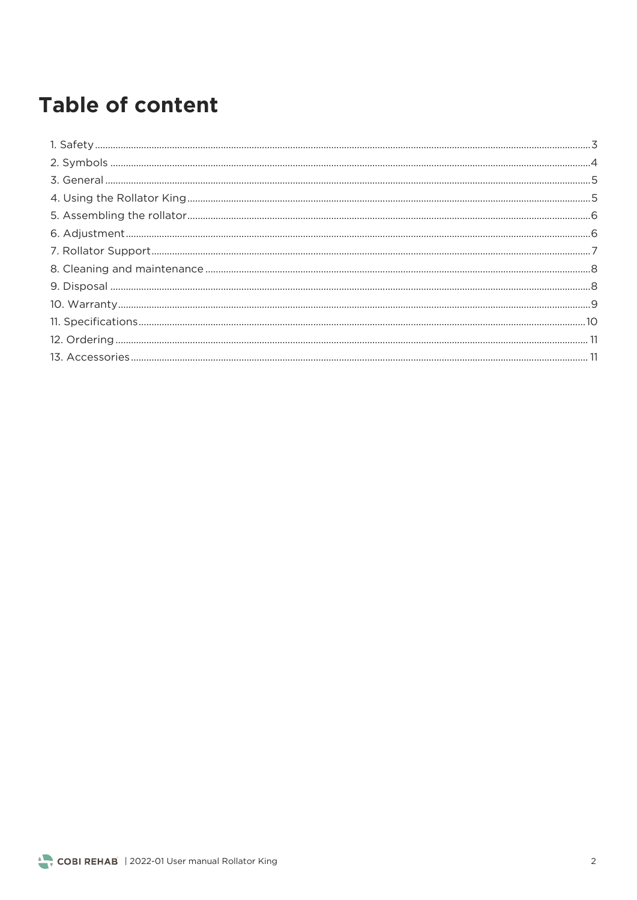# Table of content

1. Safety .....3
2. Symbols .....4
3. General .....5
4. Using the Rollator King .....5
5. Assembling the rollator .....6
6. Adjustment .....6
7. Rollator Support .....7
8. Cleaning and maintenance .....8
9. Disposal .....8
10. Warranty .....9
11. Specifications .....10
12. Ordering .....11
13. Accessories .....11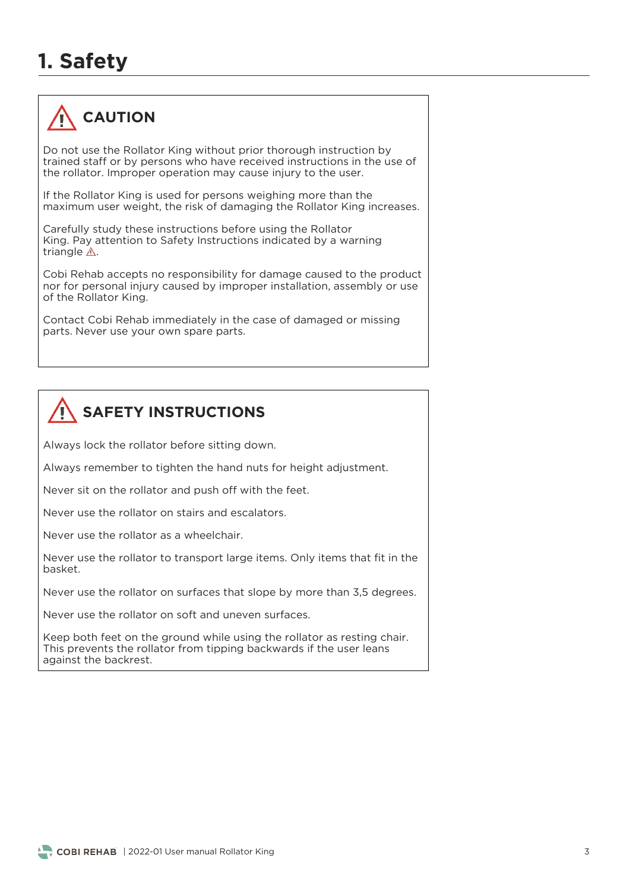# 1. Safety

## ⚠ CAUTION

Do not use the Rollator King without prior thorough instruction by trained staff or by persons who have received instructions in the use of the rollator. Improper operation may cause injury to the user.

If the Rollator King is used for persons weighing more than the maximum user weight, the risk of damaging the Rollator King increases.

Carefully study these instructions before using the Rollator King. Pay attention to Safety Instructions indicated by a warning triangle ⚠.

Cobi Rehab accepts no responsibility for damage caused to the product nor for personal injury caused by improper installation, assembly or use of the Rollator King.

Contact Cobi Rehab immediately in the case of damaged or missing parts. Never use your own spare parts.

## ⚠ SAFETY INSTRUCTIONS

Always lock the rollator before sitting down.

Always remember to tighten the hand nuts for height adjustment.

Never sit on the rollator and push off with the feet.

Never use the rollator on stairs and escalators.

Never use the rollator as a wheelchair.

Never use the rollator to transport large items. Only items that fit in the basket.

Never use the rollator on surfaces that slope by more than 3,5 degrees.

Never use the rollator on soft and uneven surfaces.

Keep both feet on the ground while using the rollator as resting chair. This prevents the rollator from tipping backwards if the user leans against the backrest.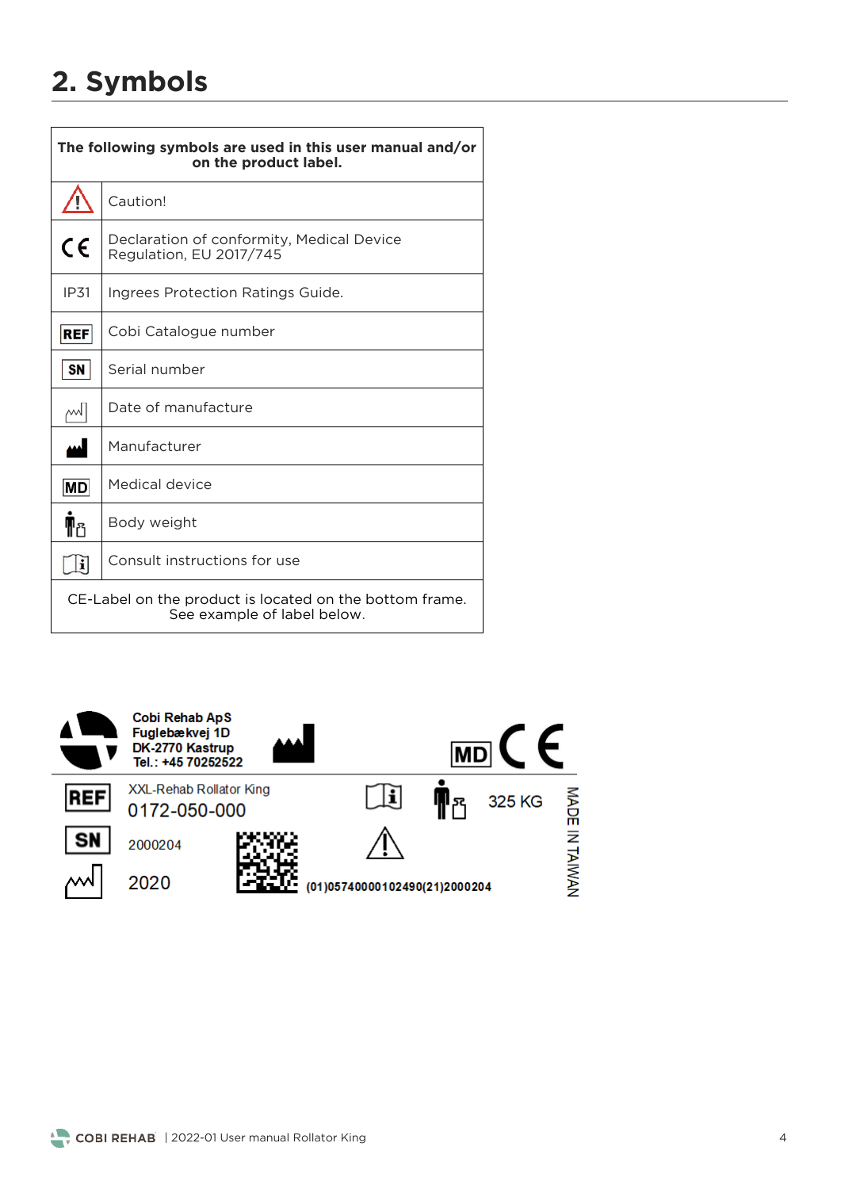## 2. Symbols

| The following symbols are used in this user manual and/or on the product label. | |
|---|---|
| ⚠ | Caution! |
| CE | Declaration of conformity, Medical Device Regulation, EU 2017/745 |
| IP31 | Ingrees Protection Ratings Guide. |
| REF | Cobi Catalogue number |
| SN | Serial number |
| | Date of manufacture |
| | Manufacturer |
| MD | Medical device |
| | Body weight |
| | Consult instructions for use |
| CE-Label on the product is located on the bottom frame. See example of label below. | |

Cobi Rehab ApS
Fuglebækvej 1D
DK-2770 Kastrup
Tel.: +45 70252522

MD CE

REF XXL-Rehab Rollator King
0172-050-000

325 KG

SN 2000204

2020

(01)05740000102490(21)2000204

MADE IN TAIWAN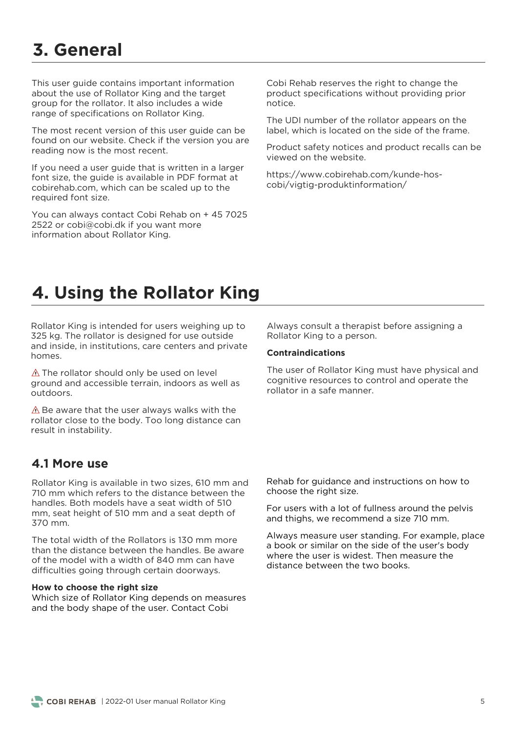# 3. General

This user guide contains important information about the use of Rollator King and the target group for the rollator. It also includes a wide range of specifications on Rollator King.

The most recent version of this user guide can be found on our website. Check if the version you are reading now is the most recent.

If you need a user guide that is written in a larger font size, the guide is available in PDF format at cobirehab.com, which can be scaled up to the required font size.

You can always contact Cobi Rehab on + 45 7025 2522 or cobi@cobi.dk if you want more information about Rollator King.

Cobi Rehab reserves the right to change the product specifications without providing prior notice.

The UDI number of the rollator appears on the label, which is located on the side of the frame.

Product safety notices and product recalls can be viewed on the website.

https://www.cobirehab.com/kunde-hos-cobi/vigtig-produktinformation/

# 4. Using the Rollator King

Rollator King is intended for users weighing up to 325 kg. The rollator is designed for use outside and inside, in institutions, care centers and private homes.

⚠ The rollator should only be used on level ground and accessible terrain, indoors as well as outdoors.

⚠ Be aware that the user always walks with the rollator close to the body. Too long distance can result in instability.

Always consult a therapist before assigning a Rollator King to a person.

**Contraindications**

The user of Rollator King must have physical and cognitive resources to control and operate the rollator in a safe manner.

## 4.1 More use

Rollator King is available in two sizes, 610 mm and 710 mm which refers to the distance between the handles. Both models have a seat width of 510 mm, seat height of 510 mm and a seat depth of 370 mm.

The total width of the Rollators is 130 mm more than the distance between the handles. Be aware of the model with a width of 840 mm can have difficulties going through certain doorways.

**How to choose the right size**
Which size of Rollator King depends on measures and the body shape of the user. Contact Cobi Rehab for guidance and instructions on how to choose the right size.

For users with a lot of fullness around the pelvis and thighs, we recommend a size 710 mm.

Always measure user standing. For example, place a book or similar on the side of the user's body where the user is widest. Then measure the distance between the two books.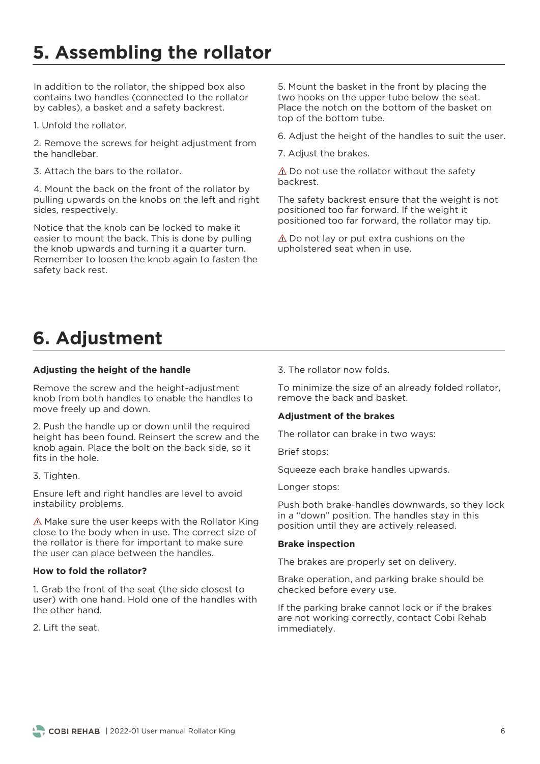# 5. Assembling the rollator

In addition to the rollator, the shipped box also contains two handles (connected to the rollator by cables), a basket and a safety backrest.

1. Unfold the rollator.

2. Remove the screws for height adjustment from the handlebar.

3. Attach the bars to the rollator.

4. Mount the back on the front of the rollator by pulling upwards on the knobs on the left and right sides, respectively.

Notice that the knob can be locked to make it easier to mount the back. This is done by pulling the knob upwards and turning it a quarter turn. Remember to loosen the knob again to fasten the safety back rest.

5. Mount the basket in the front by placing the two hooks on the upper tube below the seat. Place the notch on the bottom of the basket on top of the bottom tube.

6. Adjust the height of the handles to suit the user.

7. Adjust the brakes.

⚠ Do not use the rollator without the safety backrest.

The safety backrest ensure that the weight is not positioned too far forward. If the weight it positioned too far forward, the rollator may tip.

⚠ Do not lay or put extra cushions on the upholstered seat when in use.

# 6. Adjustment

**Adjusting the height of the handle**

Remove the screw and the height-adjustment knob from both handles to enable the handles to move freely up and down.

2. Push the handle up or down until the required height has been found. Reinsert the screw and the knob again. Place the bolt on the back side, so it fits in the hole.

3. Tighten.

Ensure left and right handles are level to avoid instability problems.

⚠ Make sure the user keeps with the Rollator King close to the body when in use. The correct size of the rollator is there for important to make sure the user can place between the handles.

**How to fold the rollator?**

1. Grab the front of the seat (the side closest to user) with one hand. Hold one of the handles with the other hand.

2. Lift the seat.

3. The rollator now folds.

To minimize the size of an already folded rollator, remove the back and basket.

**Adjustment of the brakes**

The rollator can brake in two ways:

Brief stops:

Squeeze each brake handles upwards.

Longer stops:

Push both brake-handles downwards, so they lock in a "down" position. The handles stay in this position until they are actively released.

**Brake inspection**

The brakes are properly set on delivery.

Brake operation, and parking brake should be checked before every use.

If the parking brake cannot lock or if the brakes are not working correctly, contact Cobi Rehab immediately.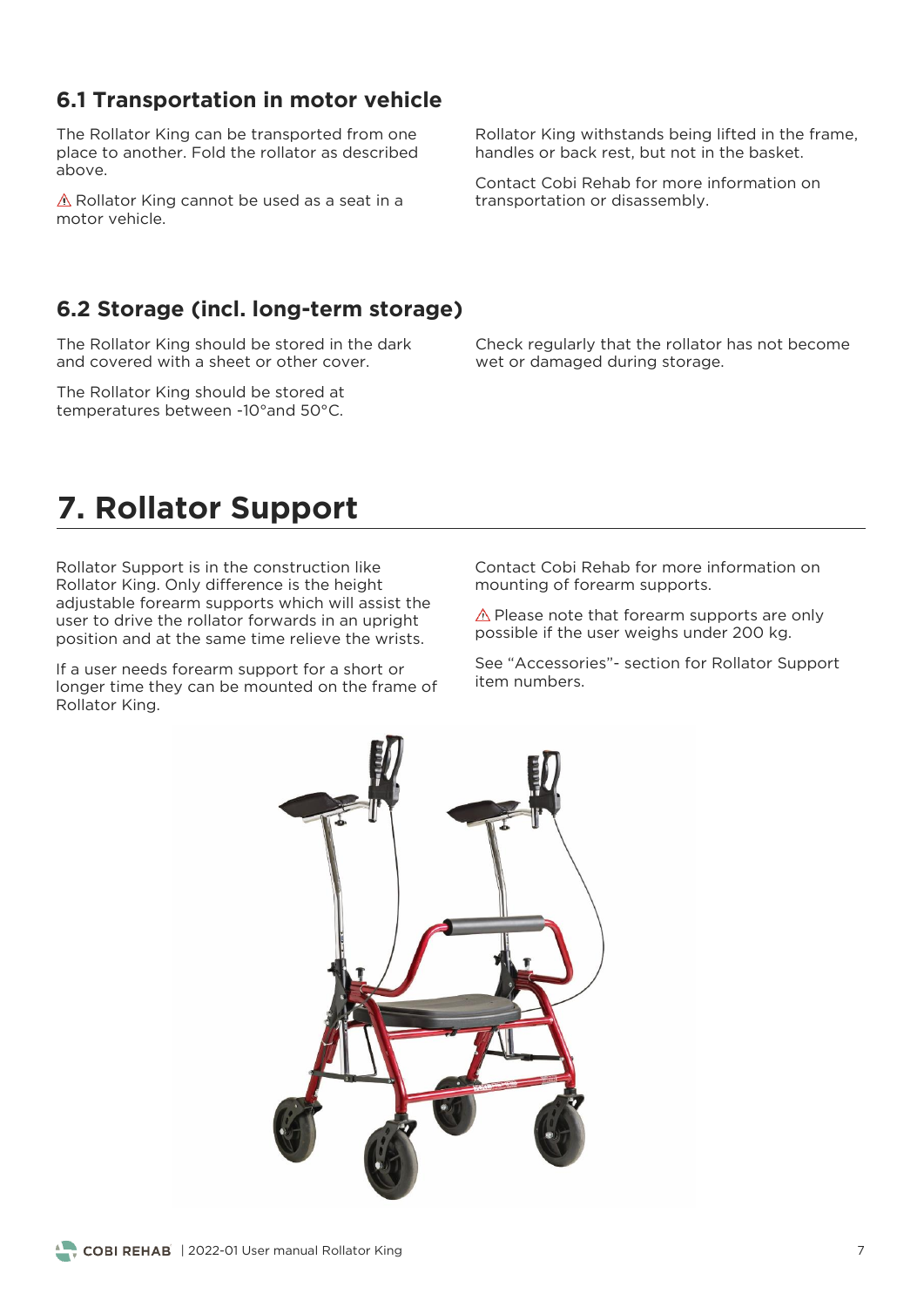## 6.1 Transportation in motor vehicle

The Rollator King can be transported from one place to another. Fold the rollator as described above.

⚠ Rollator King cannot be used as a seat in a motor vehicle.

Rollator King withstands being lifted in the frame, handles or back rest, but not in the basket.

Contact Cobi Rehab for more information on transportation or disassembly.

## 6.2 Storage (incl. long-term storage)

The Rollator King should be stored in the dark and covered with a sheet or other cover.

The Rollator King should be stored at temperatures between -10°and 50°C.

Check regularly that the rollator has not become wet or damaged during storage.

# 7. Rollator Support

Rollator Support is in the construction like Rollator King. Only difference is the height adjustable forearm supports which will assist the user to drive the rollator forwards in an upright position and at the same time relieve the wrists.

If a user needs forearm support for a short or longer time they can be mounted on the frame of Rollator King.

Contact Cobi Rehab for more information on mounting of forearm supports.

⚠ Please note that forearm supports are only possible if the user weighs under 200 kg.

See "Accessories"- section for Rollator Support item numbers.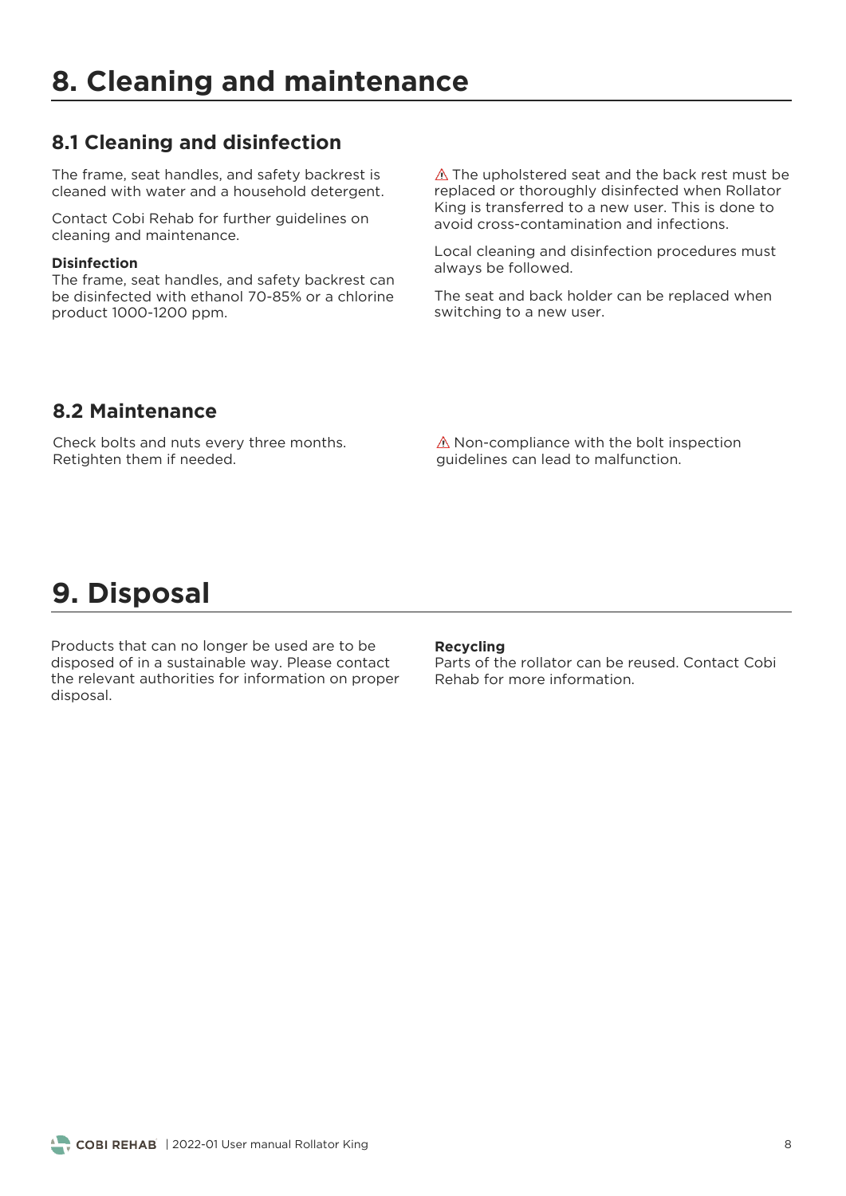# 8. Cleaning and maintenance

## 8.1 Cleaning and disinfection

The frame, seat handles, and safety backrest is cleaned with water and a household detergent.

Contact Cobi Rehab for further guidelines on cleaning and maintenance.

**Disinfection**
The frame, seat handles, and safety backrest can be disinfected with ethanol 70-85% or a chlorine product 1000-1200 ppm.

⚠ The upholstered seat and the back rest must be replaced or thoroughly disinfected when Rollator King is transferred to a new user. This is done to avoid cross-contamination and infections.

Local cleaning and disinfection procedures must always be followed.

The seat and back holder can be replaced when switching to a new user.

## 8.2 Maintenance

Check bolts and nuts every three months. Retighten them if needed.

⚠ Non-compliance with the bolt inspection guidelines can lead to malfunction.

# 9. Disposal

Products that can no longer be used are to be disposed of in a sustainable way. Please contact the relevant authorities for information on proper disposal.

**Recycling**
Parts of the rollator can be reused. Contact Cobi Rehab for more information.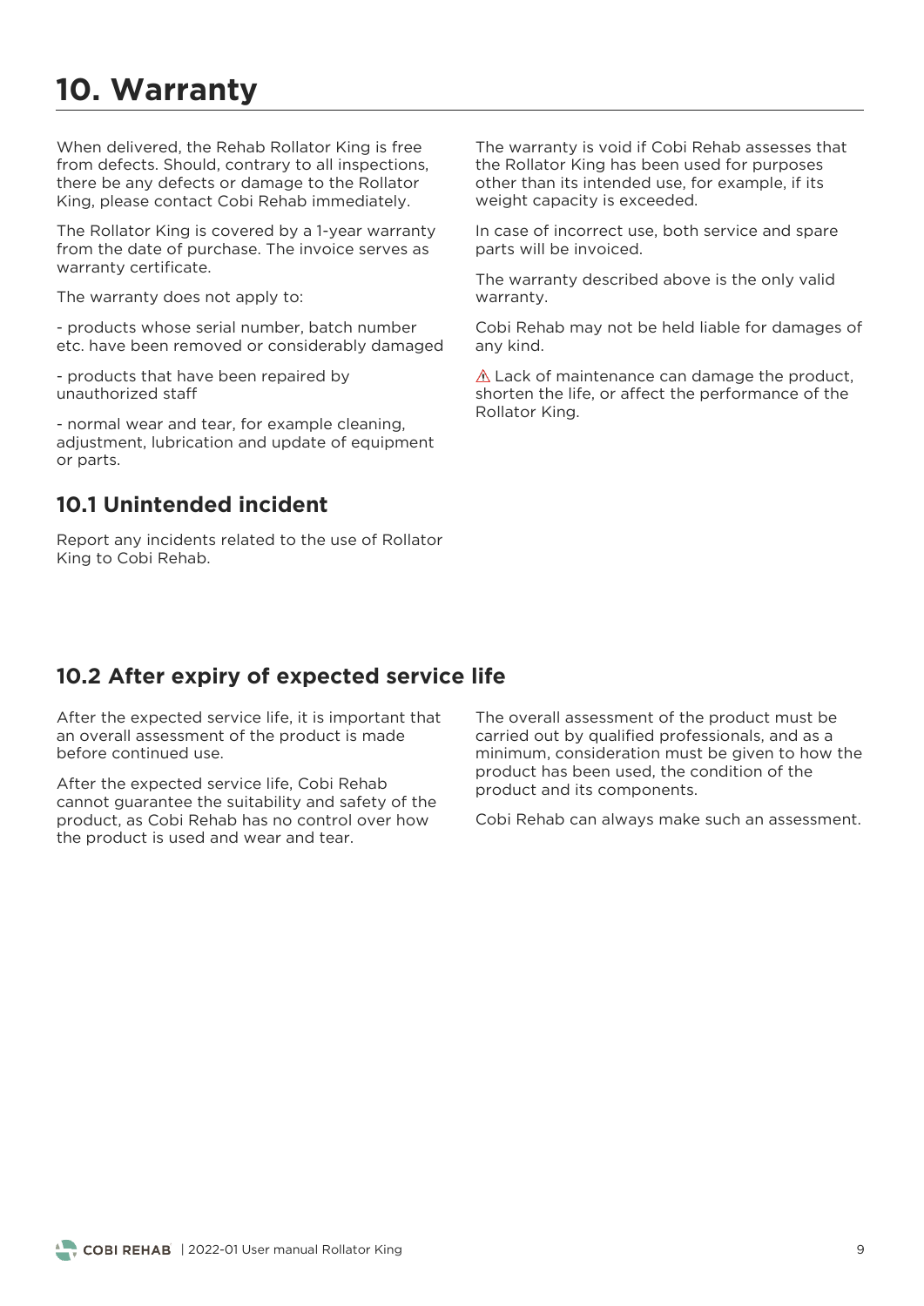# 10. Warranty

When delivered, the Rehab Rollator King is free from defects. Should, contrary to all inspections, there be any defects or damage to the Rollator King, please contact Cobi Rehab immediately.

The Rollator King is covered by a 1-year warranty from the date of purchase. The invoice serves as warranty certificate.

The warranty does not apply to:

- products whose serial number, batch number etc. have been removed or considerably damaged

- products that have been repaired by unauthorized staff

- normal wear and tear, for example cleaning, adjustment, lubrication and update of equipment or parts.

## 10.1 Unintended incident

Report any incidents related to the use of Rollator King to Cobi Rehab.

The warranty is void if Cobi Rehab assesses that the Rollator King has been used for purposes other than its intended use, for example, if its weight capacity is exceeded.

In case of incorrect use, both service and spare parts will be invoiced.

The warranty described above is the only valid warranty.

Cobi Rehab may not be held liable for damages of any kind.

⚠ Lack of maintenance can damage the product, shorten the life, or affect the performance of the Rollator King.

## 10.2 After expiry of expected service life

After the expected service life, it is important that an overall assessment of the product is made before continued use.

After the expected service life, Cobi Rehab cannot guarantee the suitability and safety of the product, as Cobi Rehab has no control over how the product is used and wear and tear.

The overall assessment of the product must be carried out by qualified professionals, and as a minimum, consideration must be given to how the product has been used, the condition of the product and its components.

Cobi Rehab can always make such an assessment.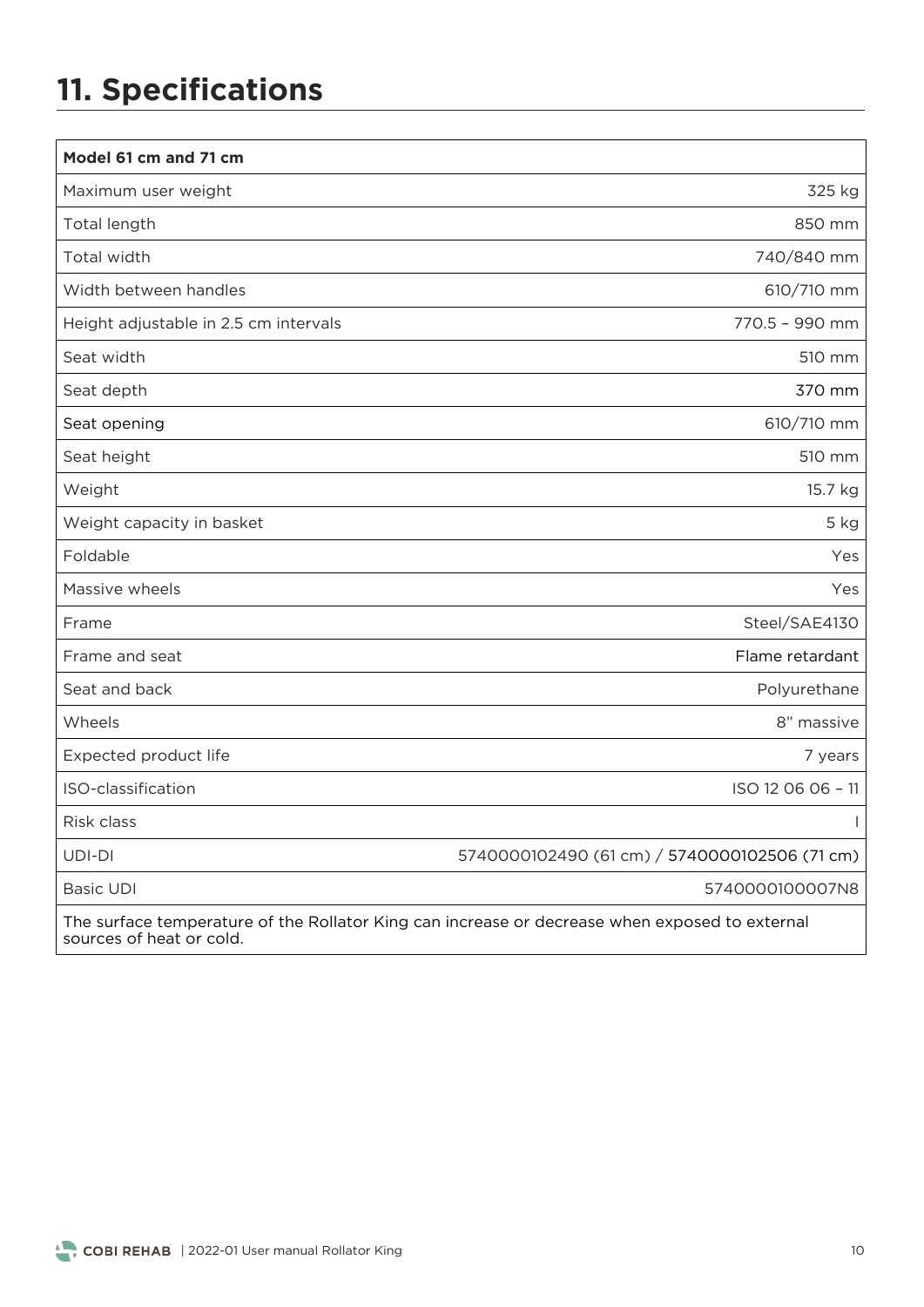# 11. Specifications

| Model 61 cm and 71 cm | |
|---|---|
| Maximum user weight | 325 kg |
| Total length | 850 mm |
| Total width | 740/840 mm |
| Width between handles | 610/710 mm |
| Height adjustable in 2.5 cm intervals | 770.5 – 990 mm |
| Seat width | 510 mm |
| Seat depth | 370 mm |
| Seat opening | 610/710 mm |
| Seat height | 510 mm |
| Weight | 15.7 kg |
| Weight capacity in basket | 5 kg |
| Foldable | Yes |
| Massive wheels | Yes |
| Frame | Steel/SAE4130 |
| Frame and seat | Flame retardant |
| Seat and back | Polyurethane |
| Wheels | 8" massive |
| Expected product life | 7 years |
| ISO-classification | ISO 12 06 06 – 11 |
| Risk class | I |
| UDI-DI | 5740000102490 (61 cm) / 5740000102506 (71 cm) |
| Basic UDI | 5740000100007N8 |
| The surface temperature of the Rollator King can increase or decrease when exposed to external sources of heat or cold. | |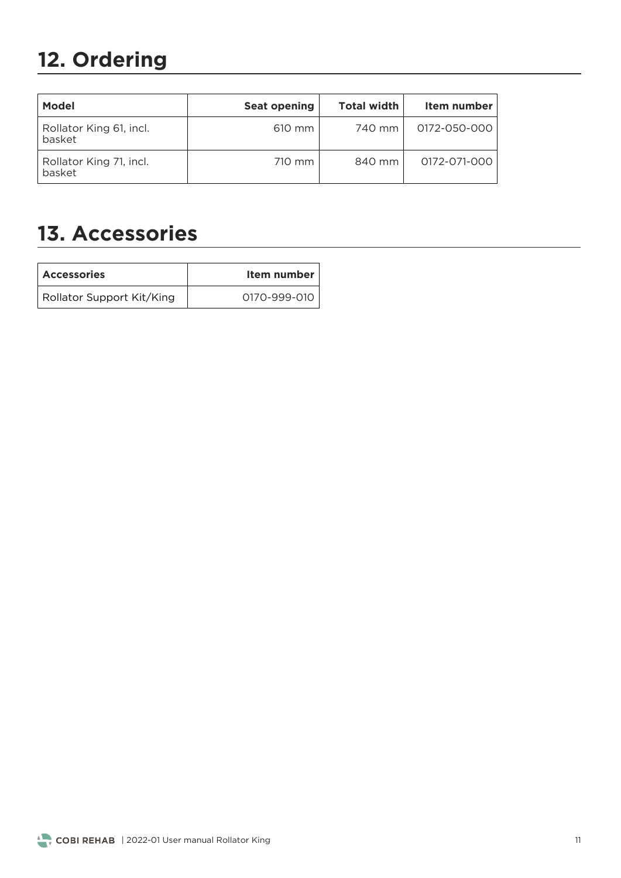# 12. Ordering

| Model | Seat opening | Total width | Item number |
|---|---|---|---|
| Rollator King 61, incl. basket | 610 mm | 740 mm | 0172-050-000 |
| Rollator King 71, incl. basket | 710 mm | 840 mm | 0172-071-000 |

# 13. Accessories

| Accessories | Item number |
|---|---|
| Rollator Support Kit/King | 0170-999-010 |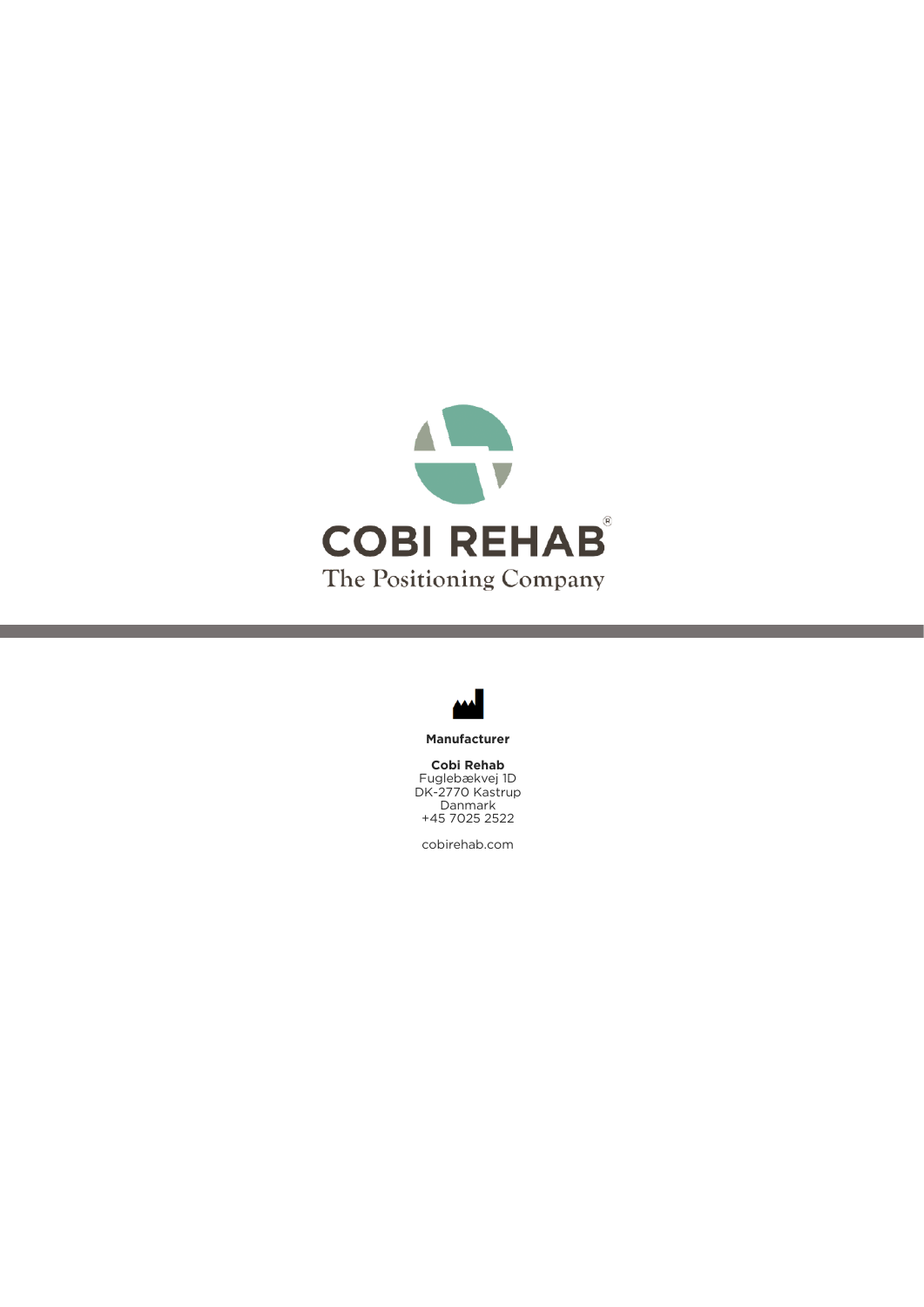COBI REHAB®

The Positioning Company

**Manufacturer**

**Cobi Rehab**
Fuglebækvej 1D
DK-2770 Kastrup
Danmark
+45 7025 2522

cobirehab.com